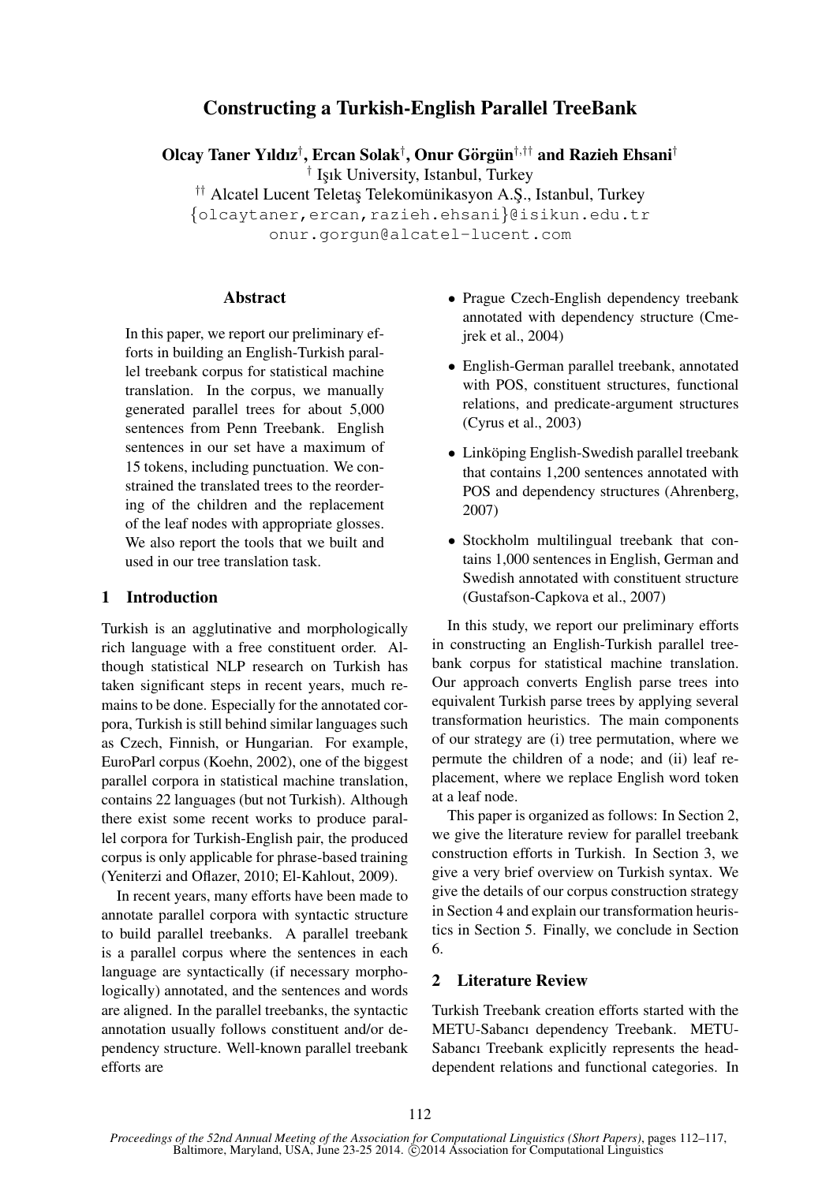# Constructing a Turkish-English Parallel TreeBank

**Olcay Taner Yıldız[†], Ercan Solak[†], Onur Görgün[†,††] and Razieh Ehsani[†]**

[†] Işık University, Istanbul, Turkey

[††] Alcatel Lucent Teletaş Telekomünikasyon A.Ş., Istanbul, Turkey

{olcaytaner,ercan,razieh.ehsani}@isikun.edu.tr

onur.gorgun@alcatel-lucent.com

## Abstract

In this paper, we report our preliminary efforts in building an English-Turkish parallel treebank corpus for statistical machine translation. In the corpus, we manually generated parallel trees for about 5,000 sentences from Penn Treebank. English sentences in our set have a maximum of 15 tokens, including punctuation. We constrained the translated trees to the reordering of the children and the replacement of the leaf nodes with appropriate glosses. We also report the tools that we built and used in our tree translation task.

## 1 Introduction

Turkish is an agglutinative and morphologically rich language with a free constituent order. Although statistical NLP research on Turkish has taken significant steps in recent years, much remains to be done. Especially for the annotated corpora, Turkish is still behind similar languages such as Czech, Finnish, or Hungarian. For example, EuroParl corpus (Koehn, 2002), one of the biggest parallel corpora in statistical machine translation, contains 22 languages (but not Turkish). Although there exist some recent works to produce parallel corpora for Turkish-English pair, the produced corpus is only applicable for phrase-based training (Yeniterzi and Oflazer, 2010; El-Kahlout, 2009).

In recent years, many efforts have been made to annotate parallel corpora with syntactic structure to build parallel treebanks. A parallel treebank is a parallel corpus where the sentences in each language are syntactically (if necessary morphologically) annotated, and the sentences and words are aligned. In the parallel treebanks, the syntactic annotation usually follows constituent and/or dependency structure. Well-known parallel treebank efforts are

- Prague Czech-English dependency treebank annotated with dependency structure (Cmejrek et al., 2004)
- English-German parallel treebank, annotated with POS, constituent structures, functional relations, and predicate-argument structures (Cyrus et al., 2003)
- Linköping English-Swedish parallel treebank that contains 1,200 sentences annotated with POS and dependency structures (Ahrenberg, 2007)
- Stockholm multilingual treebank that contains 1,000 sentences in English, German and Swedish annotated with constituent structure (Gustafson-Capkova et al., 2007)

In this study, we report our preliminary efforts in constructing an English-Turkish parallel treebank corpus for statistical machine translation. Our approach converts English parse trees into equivalent Turkish parse trees by applying several transformation heuristics. The main components of our strategy are (i) tree permutation, where we permute the children of a node; and (ii) leaf replacement, where we replace English word token at a leaf node.

This paper is organized as follows: In Section 2, we give the literature review for parallel treebank construction efforts in Turkish. In Section 3, we give a very brief overview on Turkish syntax. We give the details of our corpus construction strategy in Section 4 and explain our transformation heuristics in Section 5. Finally, we conclude in Section 6.

## 2 Literature Review

Turkish Treebank creation efforts started with the METU-Sabancı dependency Treebank. METU-Sabancı Treebank explicitly represents the head-dependent relations and functional categories. In

*Proceedings of the 52nd Annual Meeting of the Association for Computational Linguistics (Short Papers)*, pages 112–117, Baltimore, Maryland, USA, June 23-25 2014. ©2014 Association for Computational Linguistics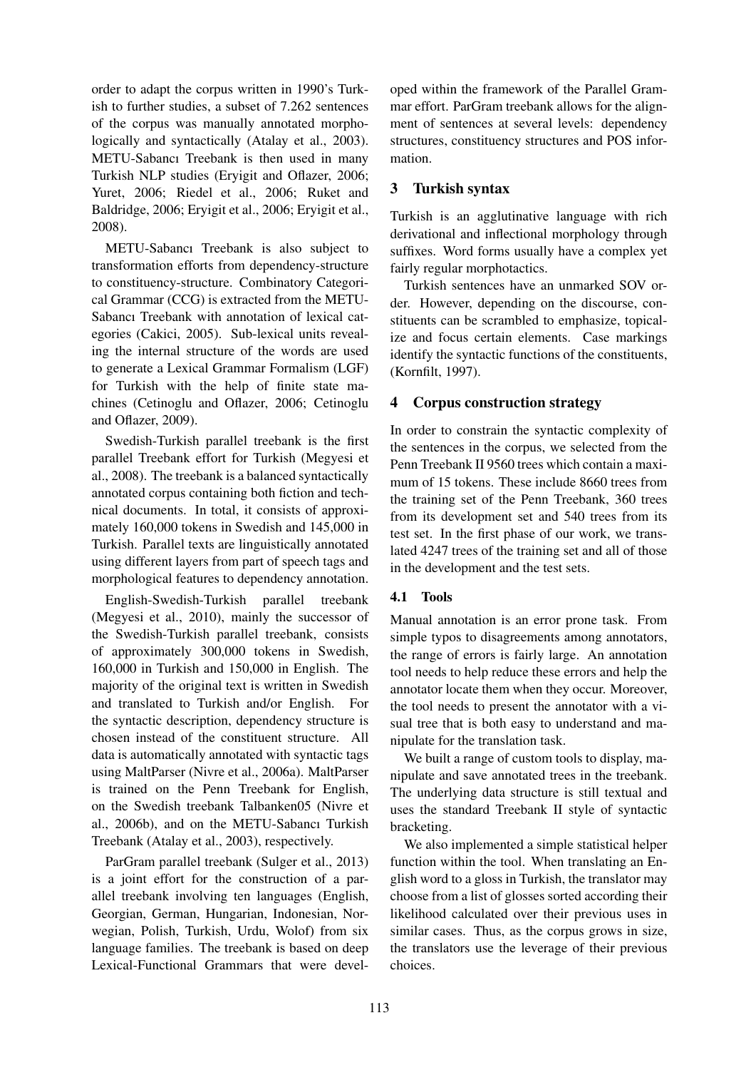order to adapt the corpus written in 1990's Turkish to further studies, a subset of 7.262 sentences of the corpus was manually annotated morphologically and syntactically (Atalay et al., 2003). METU-Sabancı Treebank is then used in many Turkish NLP studies (Eryigit and Oflazer, 2006; Yuret, 2006; Riedel et al., 2006; Ruket and Baldridge, 2006; Eryigit et al., 2006; Eryigit et al., 2008).

METU-Sabancı Treebank is also subject to transformation efforts from dependency-structure to constituency-structure. Combinatory Categorical Grammar (CCG) is extracted from the METU-Sabancı Treebank with annotation of lexical categories (Cakici, 2005). Sub-lexical units revealing the internal structure of the words are used to generate a Lexical Grammar Formalism (LGF) for Turkish with the help of finite state machines (Cetinoglu and Oflazer, 2006; Cetinoglu and Oflazer, 2009).

Swedish-Turkish parallel treebank is the first parallel Treebank effort for Turkish (Megyesi et al., 2008). The treebank is a balanced syntactically annotated corpus containing both fiction and technical documents. In total, it consists of approximately 160,000 tokens in Swedish and 145,000 in Turkish. Parallel texts are linguistically annotated using different layers from part of speech tags and morphological features to dependency annotation.

English-Swedish-Turkish parallel treebank (Megyesi et al., 2010), mainly the successor of the Swedish-Turkish parallel treebank, consists of approximately 300,000 tokens in Swedish, 160,000 in Turkish and 150,000 in English. The majority of the original text is written in Swedish and translated to Turkish and/or English. For the syntactic description, dependency structure is chosen instead of the constituent structure. All data is automatically annotated with syntactic tags using MaltParser (Nivre et al., 2006a). MaltParser is trained on the Penn Treebank for English, on the Swedish treebank Talbanken05 (Nivre et al., 2006b), and on the METU-Sabancı Turkish Treebank (Atalay et al., 2003), respectively.

ParGram parallel treebank (Sulger et al., 2013) is a joint effort for the construction of a parallel treebank involving ten languages (English, Georgian, German, Hungarian, Indonesian, Norwegian, Polish, Turkish, Urdu, Wolof) from six language families. The treebank is based on deep Lexical-Functional Grammars that were developed within the framework of the Parallel Grammar effort. ParGram treebank allows for the alignment of sentences at several levels: dependency structures, constituency structures and POS information.

## 3 Turkish syntax

Turkish is an agglutinative language with rich derivational and inflectional morphology through suffixes. Word forms usually have a complex yet fairly regular morphotactics.

Turkish sentences have an unmarked SOV order. However, depending on the discourse, constituents can be scrambled to emphasize, topicalize and focus certain elements. Case markings identify the syntactic functions of the constituents, (Kornfilt, 1997).

## 4 Corpus construction strategy

In order to constrain the syntactic complexity of the sentences in the corpus, we selected from the Penn Treebank II 9560 trees which contain a maximum of 15 tokens. These include 8660 trees from the training set of the Penn Treebank, 360 trees from its development set and 540 trees from its test set. In the first phase of our work, we translated 4247 trees of the training set and all of those in the development and the test sets.

### 4.1 Tools

Manual annotation is an error prone task. From simple typos to disagreements among annotators, the range of errors is fairly large. An annotation tool needs to help reduce these errors and help the annotator locate them when they occur. Moreover, the tool needs to present the annotator with a visual tree that is both easy to understand and manipulate for the translation task.

We built a range of custom tools to display, manipulate and save annotated trees in the treebank. The underlying data structure is still textual and uses the standard Treebank II style of syntactic bracketing.

We also implemented a simple statistical helper function within the tool. When translating an English word to a gloss in Turkish, the translator may choose from a list of glosses sorted according their likelihood calculated over their previous uses in similar cases. Thus, as the corpus grows in size, the translators use the leverage of their previous choices.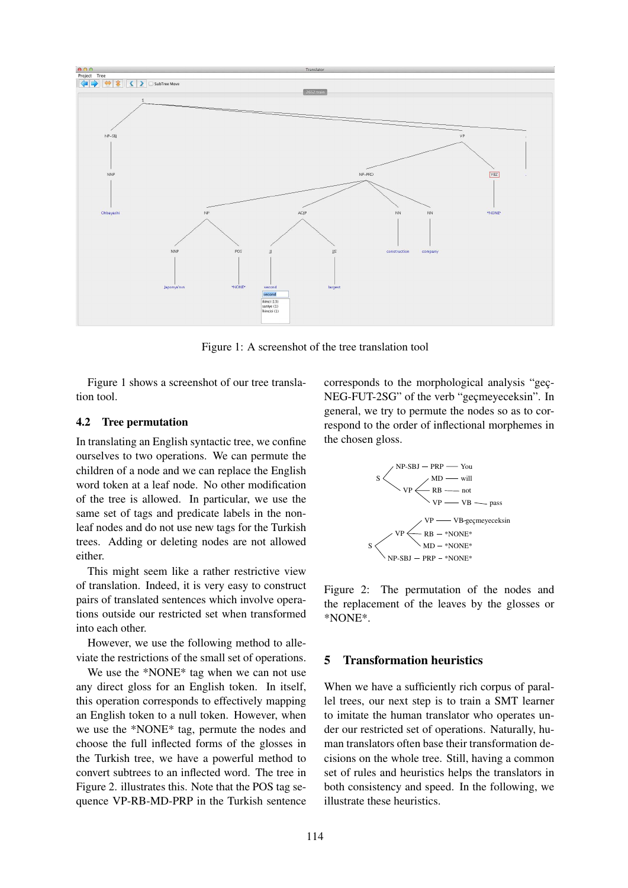Figure 1: A screenshot of the tree translation tool

Figure 1 shows a screenshot of our tree translation tool.

### 4.2 Tree permutation

In translating an English syntactic tree, we confine ourselves to two operations. We can permute the children of a node and we can replace the English word token at a leaf node. No other modification of the tree is allowed. In particular, we use the same set of tags and predicate labels in the non-leaf nodes and do not use new tags for the Turkish trees. Adding or deleting nodes are not allowed either.

This might seem like a rather restrictive view of translation. Indeed, it is very easy to construct pairs of translated sentences which involve operations outside our restricted set when transformed into each other.

However, we use the following method to alleviate the restrictions of the small set of operations.

We use the *NONE* tag when we can not use any direct gloss for an English token. In itself, this operation corresponds to effectively mapping an English token to a null token. However, when we use the *NONE* tag, permute the nodes and choose the full inflected forms of the glosses in the Turkish tree, we have a powerful method to convert subtrees to an inflected word. The tree in Figure 2. illustrates this. Note that the POS tag sequence VP-RB-MD-PRP in the Turkish sentence corresponds to the morphological analysis "geç-NEG-FUT-2SG" of the verb "geçmeyeceksin". In general, we try to permute the nodes so as to correspond to the order of inflectional morphemes in the chosen gloss.

Figure 2: The permutation of the nodes and the replacement of the leaves by the glosses or *NONE*.

## 5 Transformation heuristics

When we have a sufficiently rich corpus of parallel trees, our next step is to train a SMT learner to imitate the human translator who operates under our restricted set of operations. Naturally, human translators often base their transformation decisions on the whole tree. Still, having a common set of rules and heuristics helps the translators in both consistency and speed. In the following, we illustrate these heuristics.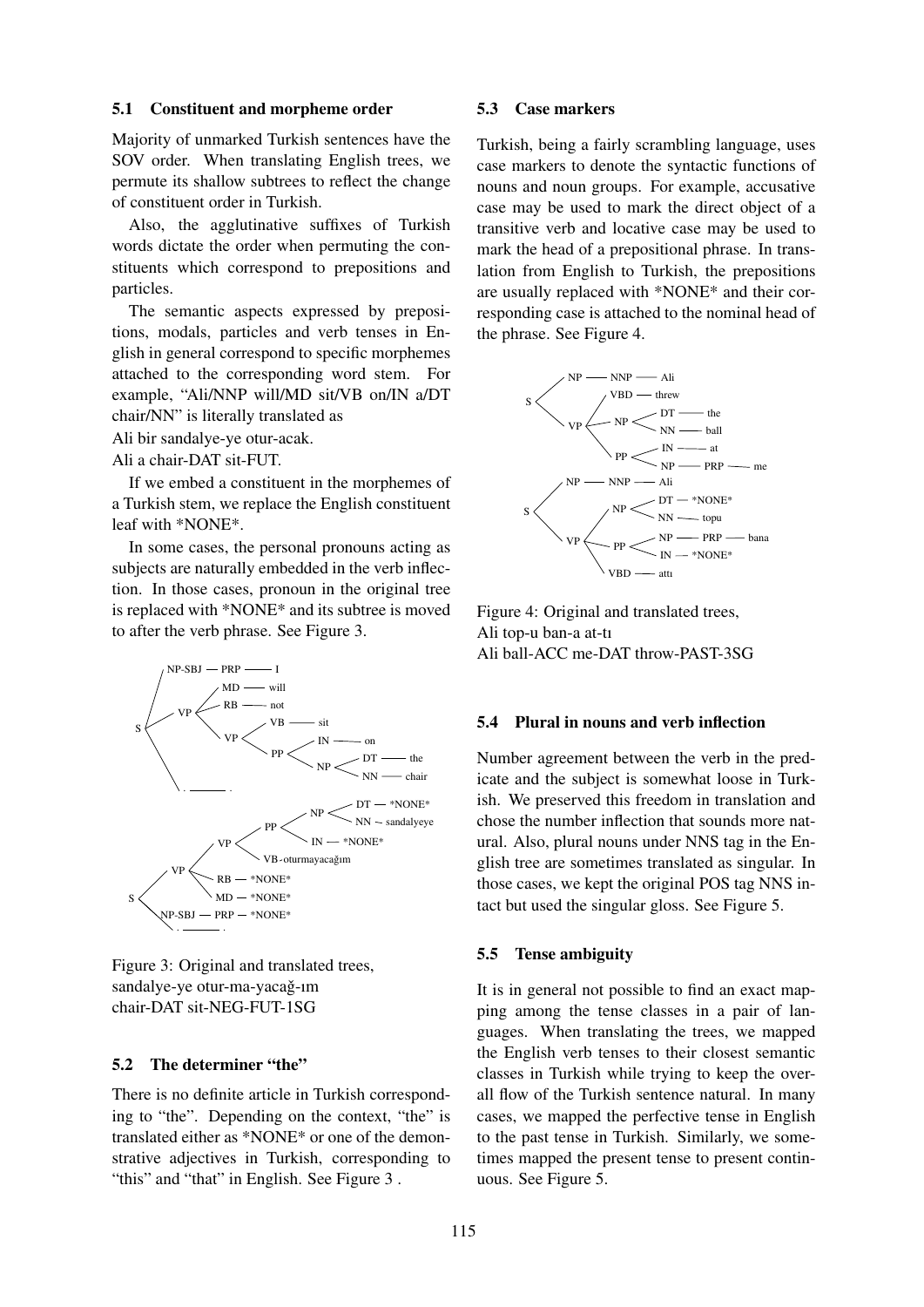### 5.1 Constituent and morpheme order

Majority of unmarked Turkish sentences have the SOV order. When translating English trees, we permute its shallow subtrees to reflect the change of constituent order in Turkish.

Also, the agglutinative suffixes of Turkish words dictate the order when permuting the constituents which correspond to prepositions and particles.

The semantic aspects expressed by prepositions, modals, particles and verb tenses in English in general correspond to specific morphemes attached to the corresponding word stem. For example, "Ali/NNP will/MD sit/VB on/IN a/DT chair/NN" is literally translated as

Ali bir sandalye-ye otur-acak.
Ali a chair-DAT sit-FUT.

If we embed a constituent in the morphemes of a Turkish stem, we replace the English constituent leaf with *NONE*.

In some cases, the personal pronouns acting as subjects are naturally embedded in the verb inflection. In those cases, pronoun in the original tree is replaced with *NONE* and its subtree is moved to after the verb phrase. See Figure 3.

Figure 3: Original and translated trees,
sandalye-ye otur-ma-yacağ-ım
chair-DAT sit-NEG-FUT-1SG

### 5.2 The determiner "the"

There is no definite article in Turkish corresponding to "the". Depending on the context, "the" is translated either as *NONE* or one of the demonstrative adjectives in Turkish, corresponding to "this" and "that" in English. See Figure 3 .

### 5.3 Case markers

Turkish, being a fairly scrambling language, uses case markers to denote the syntactic functions of nouns and noun groups. For example, accusative case may be used to mark the direct object of a transitive verb and locative case may be used to mark the head of a prepositional phrase. In translation from English to Turkish, the prepositions are usually replaced with *NONE* and their corresponding case is attached to the nominal head of the phrase. See Figure 4.

Figure 4: Original and translated trees,
Ali top-u ban-a at-tı
Ali ball-ACC me-DAT throw-PAST-3SG

### 5.4 Plural in nouns and verb inflection

Number agreement between the verb in the predicate and the subject is somewhat loose in Turkish. We preserved this freedom in translation and chose the number inflection that sounds more natural. Also, plural nouns under NNS tag in the English tree are sometimes translated as singular. In those cases, we kept the original POS tag NNS intact but used the singular gloss. See Figure 5.

### 5.5 Tense ambiguity

It is in general not possible to find an exact mapping among the tense classes in a pair of languages. When translating the trees, we mapped the English verb tenses to their closest semantic classes in Turkish while trying to keep the overall flow of the Turkish sentence natural. In many cases, we mapped the perfective tense in English to the past tense in Turkish. Similarly, we sometimes mapped the present tense to present continuous. See Figure 5.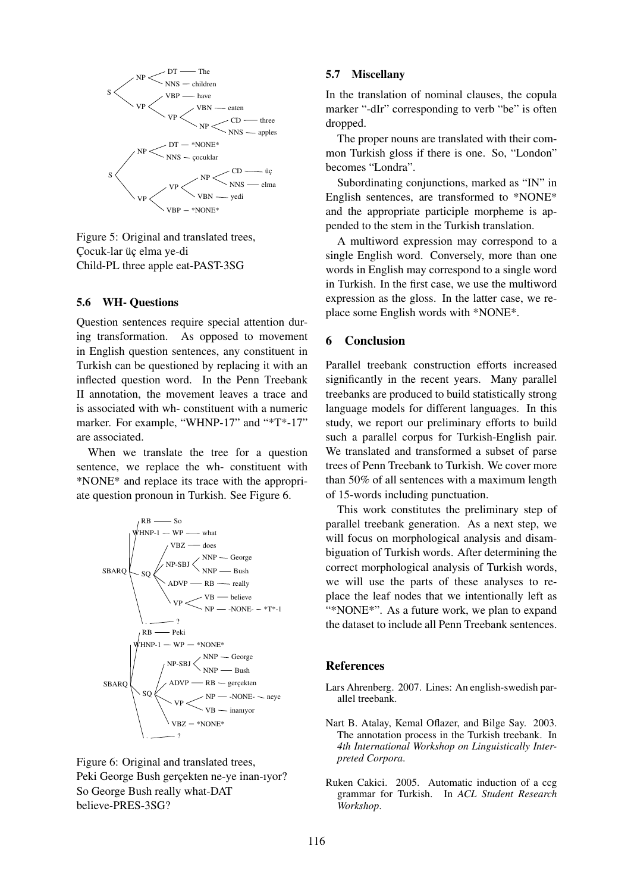Figure 5: Original and translated trees,
Çocuk-lar üç elma ye-di
Child-PL three apple eat-PAST-3SG

### 5.6 WH- Questions

Question sentences require special attention during transformation. As opposed to movement in English question sentences, any constituent in Turkish can be questioned by replacing it with an inflected question word. In the Penn Treebank II annotation, the movement leaves a trace and is associated with wh- constituent with a numeric marker. For example, "WHNP-17" and "*T*-17" are associated.

When we translate the tree for a question sentence, we replace the wh- constituent with *NONE* and replace its trace with the appropriate question pronoun in Turkish. See Figure 6.

Figure 6: Original and translated trees,
Peki George Bush gerçekten ne-ye inan-ıyor?
So George Bush really what-DAT
believe-PRES-3SG?

### 5.7 Miscellany

In the translation of nominal clauses, the copula marker "-dIr" corresponding to verb "be" is often dropped.

The proper nouns are translated with their common Turkish gloss if there is one. So, "London" becomes "Londra".

Subordinating conjunctions, marked as "IN" in English sentences, are transformed to *NONE* and the appropriate participle morpheme is appended to the stem in the Turkish translation.

A multiword expression may correspond to a single English word. Conversely, more than one words in English may correspond to a single word in Turkish. In the first case, we use the multiword expression as the gloss. In the latter case, we replace some English words with *NONE*.

## 6 Conclusion

Parallel treebank construction efforts increased significantly in the recent years. Many parallel treebanks are produced to build statistically strong language models for different languages. In this study, we report our preliminary efforts to build such a parallel corpus for Turkish-English pair. We translated and transformed a subset of parse trees of Penn Treebank to Turkish. We cover more than 50% of all sentences with a maximum length of 15-words including punctuation.

This work constitutes the preliminary step of parallel treebank generation. As a next step, we will focus on morphological analysis and disambiguation of Turkish words. After determining the correct morphological analysis of Turkish words, we will use the parts of these analyses to replace the leaf nodes that we intentionally left as "*NONE*". As a future work, we plan to expand the dataset to include all Penn Treebank sentences.

## References

Lars Ahrenberg. 2007. Lines: An english-swedish parallel treebank.

Nart B. Atalay, Kemal Oflazer, and Bilge Say. 2003. The annotation process in the Turkish treebank. In *4th International Workshop on Linguistically Interpreted Corpora*.

Ruken Cakici. 2005. Automatic induction of a ccg grammar for Turkish. In *ACL Student Research Workshop*.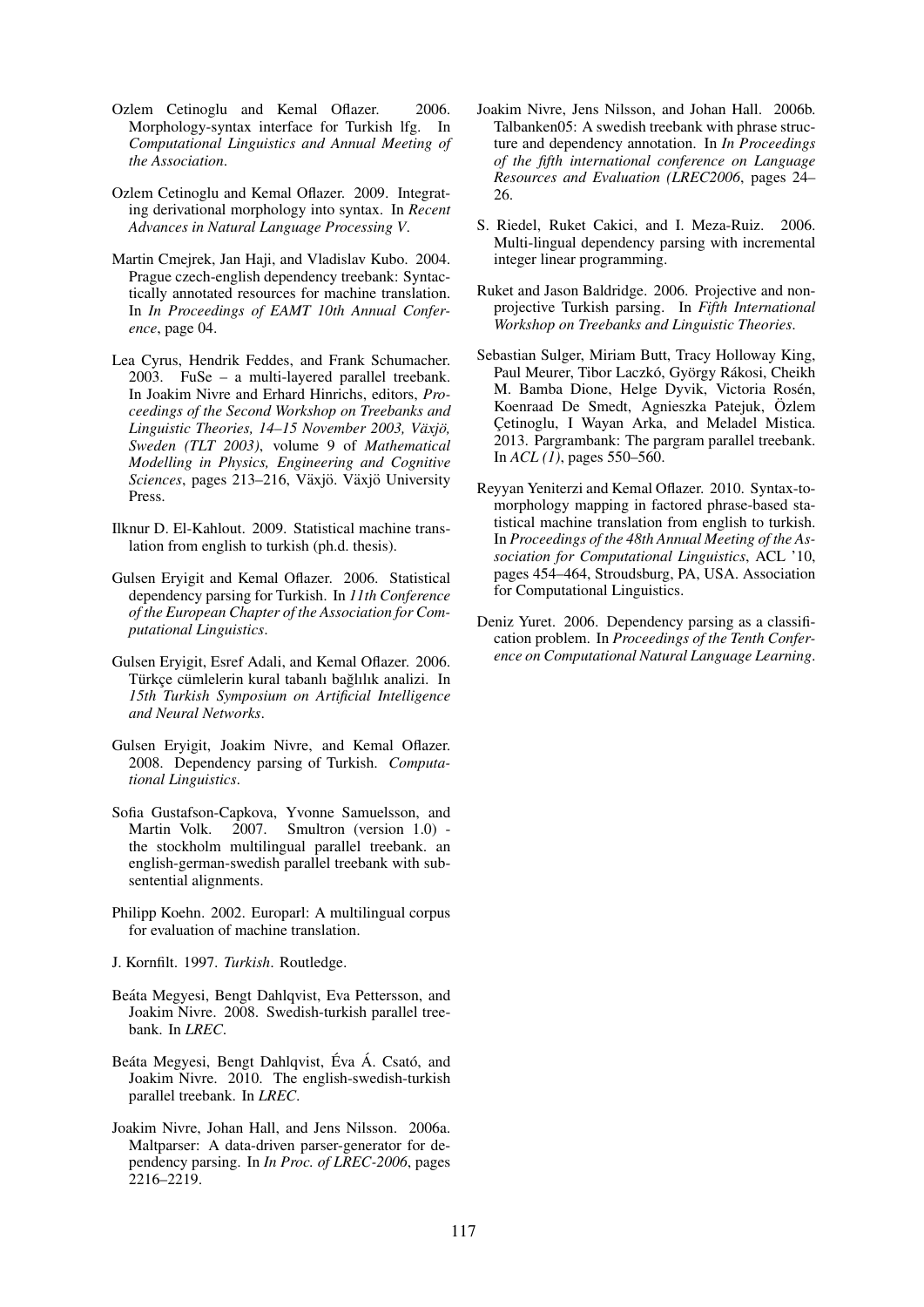Ozlem Cetinoglu and Kemal Oflazer. 2006. Morphology-syntax interface for Turkish lfg. In *Computational Linguistics and Annual Meeting of the Association*.

Ozlem Cetinoglu and Kemal Oflazer. 2009. Integrating derivational morphology into syntax. In *Recent Advances in Natural Language Processing V*.

Martin Cmejrek, Jan Haji, and Vladislav Kubo. 2004. Prague czech-english dependency treebank: Syntactically annotated resources for machine translation. In *In Proceedings of EAMT 10th Annual Conference*, page 04.

Lea Cyrus, Hendrik Feddes, and Frank Schumacher. 2003. FuSe – a multi-layered parallel treebank. In Joakim Nivre and Erhard Hinrichs, editors, *Proceedings of the Second Workshop on Treebanks and Linguistic Theories, 14–15 November 2003, Växjö, Sweden (TLT 2003)*, volume 9 of *Mathematical Modelling in Physics, Engineering and Cognitive Sciences*, pages 213–216, Växjö. Växjö University Press.

Ilknur D. El-Kahlout. 2009. Statistical machine translation from english to turkish (ph.d. thesis).

Gulsen Eryigit and Kemal Oflazer. 2006. Statistical dependency parsing for Turkish. In *11th Conference of the European Chapter of the Association for Computational Linguistics*.

Gulsen Eryigit, Esref Adali, and Kemal Oflazer. 2006. Türkçe cümlelerin kural tabanlı bağlılık analizi. In *15th Turkish Symposium on Artificial Intelligence and Neural Networks*.

Gulsen Eryigit, Joakim Nivre, and Kemal Oflazer. 2008. Dependency parsing of Turkish. *Computational Linguistics*.

Sofia Gustafson-Capkova, Yvonne Samuelsson, and Martin Volk. 2007. Smultron (version 1.0) - the stockholm multilingual parallel treebank. an english-german-swedish parallel treebank with subsentential alignments.

Philipp Koehn. 2002. Europarl: A multilingual corpus for evaluation of machine translation.

J. Kornfilt. 1997. *Turkish*. Routledge.

Beáta Megyesi, Bengt Dahlqvist, Eva Pettersson, and Joakim Nivre. 2008. Swedish-turkish parallel treebank. In *LREC*.

Beáta Megyesi, Bengt Dahlqvist, Éva Á. Csató, and Joakim Nivre. 2010. The english-swedish-turkish parallel treebank. In *LREC*.

Joakim Nivre, Johan Hall, and Jens Nilsson. 2006a. Maltparser: A data-driven parser-generator for dependency parsing. In *In Proc. of LREC-2006*, pages 2216–2219.

Joakim Nivre, Jens Nilsson, and Johan Hall. 2006b. Talbanken05: A swedish treebank with phrase structure and dependency annotation. In *In Proceedings of the fifth international conference on Language Resources and Evaluation (LREC2006*, pages 24–26.

S. Riedel, Ruket Cakici, and I. Meza-Ruiz. 2006. Multi-lingual dependency parsing with incremental integer linear programming.

Ruket and Jason Baldridge. 2006. Projective and non-projective Turkish parsing. In *Fifth International Workshop on Treebanks and Linguistic Theories*.

Sebastian Sulger, Miriam Butt, Tracy Holloway King, Paul Meurer, Tibor Laczkó, György Rákosi, Cheikh M. Bamba Dione, Helge Dyvik, Victoria Rosén, Koenraad De Smedt, Agnieszka Patejuk, Özlem Çetinoglu, I Wayan Arka, and Meladel Mistica. 2013. Pargrambank: The pargram parallel treebank. In *ACL (1)*, pages 550–560.

Reyyan Yeniterzi and Kemal Oflazer. 2010. Syntax-to-morphology mapping in factored phrase-based statistical machine translation from english to turkish. In *Proceedings of the 48th Annual Meeting of the Association for Computational Linguistics*, ACL '10, pages 454–464, Stroudsburg, PA, USA. Association for Computational Linguistics.

Deniz Yuret. 2006. Dependency parsing as a classification problem. In *Proceedings of the Tenth Conference on Computational Natural Language Learning*.